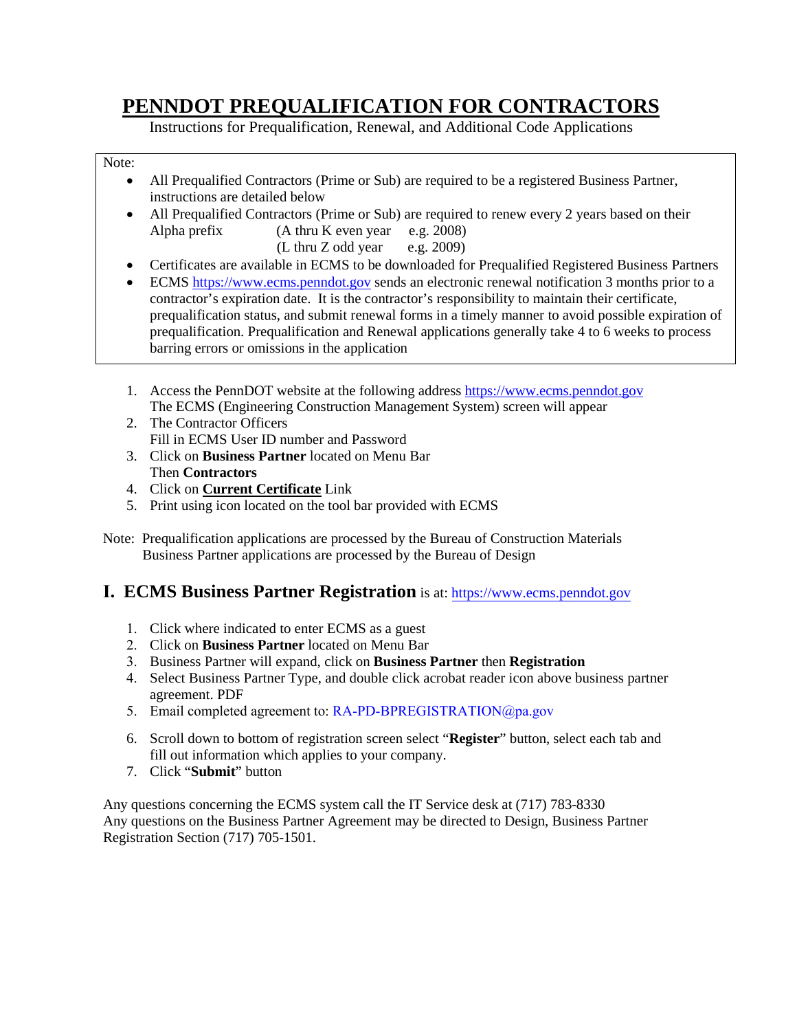# PENNDOT PREQUALIFICATION FOR CONTRACTORS

Instructions for Prequalification, Renewal, and Additional Code Applications

Note:

- All Prequalified Contractors (Prime or Sub) are required to be a registered Business Partner, instructions are detailed below
- All Prequalified Contractors (Prime or Sub) are required to renew every 2 years based on their Alpha prefix (A thru K even year e.g. 2008)
  (L thru Z odd year e.g. 2009)
- Certificates are available in ECMS to be downloaded for Prequalified Registered Business Partners
- ECMS https://www.ecms.penndot.gov sends an electronic renewal notification 3 months prior to a contractor's expiration date. It is the contractor's responsibility to maintain their certificate, prequalification status, and submit renewal forms in a timely manner to avoid possible expiration of prequalification. Prequalification and Renewal applications generally take 4 to 6 weeks to process barring errors or omissions in the application

1. Access the PennDOT website at the following address https://www.ecms.penndot.gov
   The ECMS (Engineering Construction Management System) screen will appear
2. The Contractor Officers
   Fill in ECMS User ID number and Password
3. Click on **Business Partner** located on Menu Bar
   Then **Contractors**
4. Click on **Current Certificate** Link
5. Print using icon located on the tool bar provided with ECMS

Note: Prequalification applications are processed by the Bureau of Construction Materials
Business Partner applications are processed by the Bureau of Design

## I. ECMS Business Partner Registration is at: https://www.ecms.penndot.gov

1. Click where indicated to enter ECMS as a guest
2. Click on **Business Partner** located on Menu Bar
3. Business Partner will expand, click on **Business Partner** then **Registration**
4. Select Business Partner Type, and double click acrobat reader icon above business partner agreement. PDF
5. Email completed agreement to: RA-PD-BPREGISTRATION@pa.gov
6. Scroll down to bottom of registration screen select "**Register**" button, select each tab and fill out information which applies to your company.
7. Click "**Submit**" button

Any questions concerning the ECMS system call the IT Service desk at (717) 783-8330
Any questions on the Business Partner Agreement may be directed to Design, Business Partner Registration Section (717) 705-1501.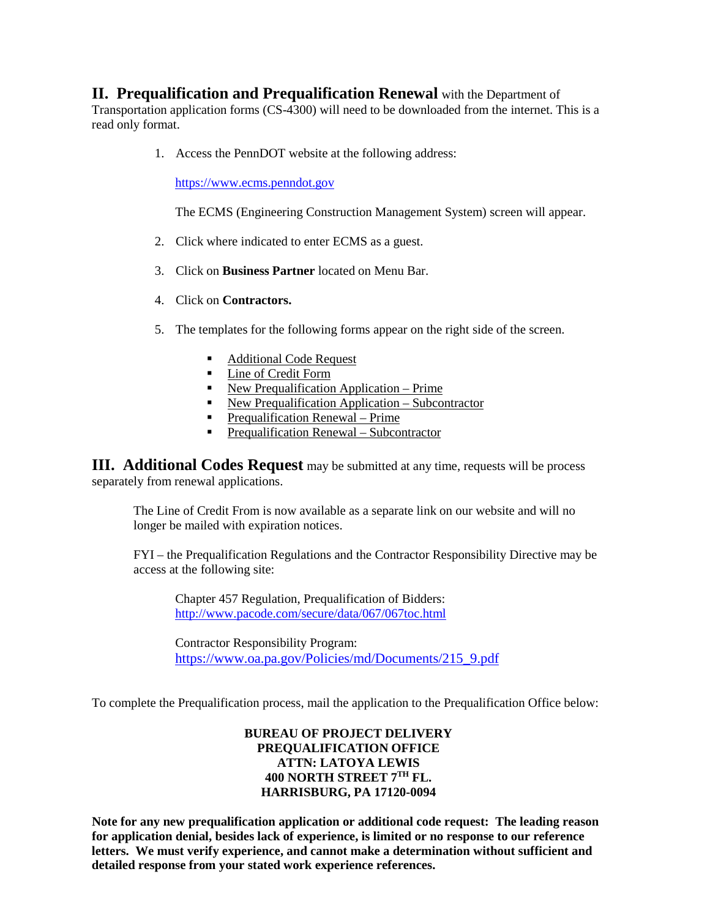**II. Prequalification and Prequalification Renewal** with the Department of Transportation application forms (CS-4300) will need to be downloaded from the internet. This is a read only format.

1. Access the PennDOT website at the following address:

   https://www.ecms.penndot.gov

   The ECMS (Engineering Construction Management System) screen will appear.

2. Click where indicated to enter ECMS as a guest.

3. Click on **Business Partner** located on Menu Bar.

4. Click on **Contractors.**

5. The templates for the following forms appear on the right side of the screen.

   - Additional Code Request
   - Line of Credit Form
   - New Prequalification Application – Prime
   - New Prequalification Application – Subcontractor
   - Prequalification Renewal – Prime
   - Prequalification Renewal – Subcontractor

**III. Additional Codes Request** may be submitted at any time, requests will be process separately from renewal applications.

The Line of Credit From is now available as a separate link on our website and will no longer be mailed with expiration notices.

FYI – the Prequalification Regulations and the Contractor Responsibility Directive may be access at the following site:

Chapter 457 Regulation, Prequalification of Bidders:
http://www.pacode.com/secure/data/067/067toc.html

Contractor Responsibility Program:
https://www.oa.pa.gov/Policies/md/Documents/215_9.pdf

To complete the Prequalification process, mail the application to the Prequalification Office below:

**BUREAU OF PROJECT DELIVERY**
**PREQUALIFICATION OFFICE**
**ATTN: LATOYA LEWIS**
**400 NORTH STREET 7TH FL.**
**HARRISBURG, PA 17120-0094**

**Note for any new prequalification application or additional code request: The leading reason for application denial, besides lack of experience, is limited or no response to our reference letters. We must verify experience, and cannot make a determination without sufficient and detailed response from your stated work experience references.**